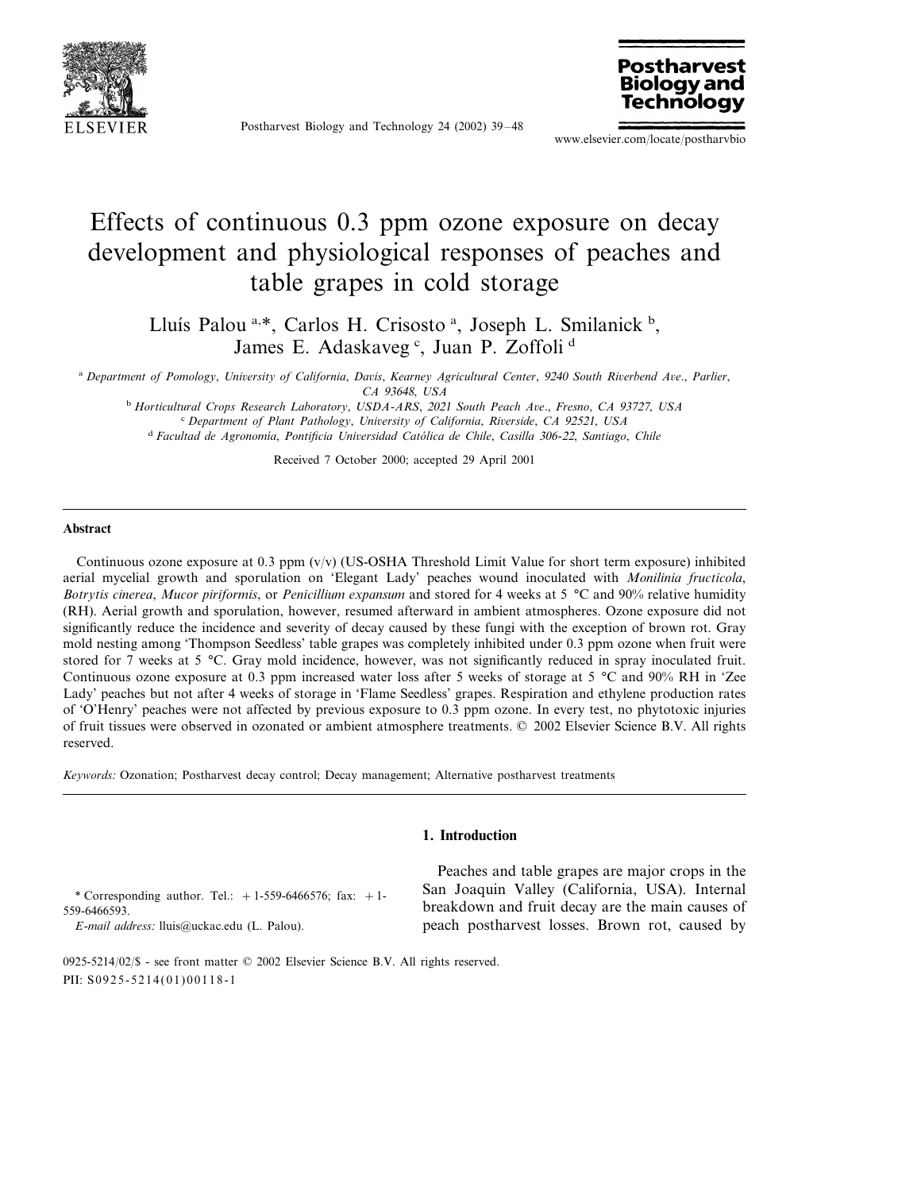# Effects of continuous 0.3 ppm ozone exposure on decay development and physiological responses of peaches and table grapes in cold storage

Lluís Palou [a,*], Carlos H. Crisosto [a], Joseph L. Smilanick [b], James E. Adaskaveg [c], Juan P. Zoffoli [d]

[a] *Department of Pomology, University of California, Davis, Kearney Agricultural Center, 9240 South Riverbend Ave., Parlier, CA 93648, USA*

[b] *Horticultural Crops Research Laboratory, USDA-ARS, 2021 South Peach Ave., Fresno, CA 93727, USA*

[c] *Department of Plant Pathology, University of California, Riverside, CA 92521, USA*

[d] *Facultad de Agronomia, Pontificia Universidad Católica de Chile, Casilla 306-22, Santiago, Chile*

Received 7 October 2000; accepted 29 April 2001

## Abstract

Continuous ozone exposure at 0.3 ppm (v/v) (US-OSHA Threshold Limit Value for short term exposure) inhibited aerial mycelial growth and sporulation on 'Elegant Lady' peaches wound inoculated with *Monilinia fructicola*, *Botrytis cinerea*, *Mucor piriformis*, or *Penicillium expansum* and stored for 4 weeks at 5 °C and 90% relative humidity (RH). Aerial growth and sporulation, however, resumed afterward in ambient atmospheres. Ozone exposure did not significantly reduce the incidence and severity of decay caused by these fungi with the exception of brown rot. Gray mold nesting among 'Thompson Seedless' table grapes was completely inhibited under 0.3 ppm ozone when fruit were stored for 7 weeks at 5 °C. Gray mold incidence, however, was not significantly reduced in spray inoculated fruit. Continuous ozone exposure at 0.3 ppm increased water loss after 5 weeks of storage at 5 °C and 90% RH in 'Zee Lady' peaches but not after 4 weeks of storage in 'Flame Seedless' grapes. Respiration and ethylene production rates of 'O'Henry' peaches were not affected by previous exposure to 0.3 ppm ozone. In every test, no phytotoxic injuries of fruit tissues were observed in ozonated or ambient atmosphere treatments. © 2002 Elsevier Science B.V. All rights reserved.

*Keywords:* Ozonation; Postharvest decay control; Decay management; Alternative postharvest treatments

## 1. Introduction

Peaches and table grapes are major crops in the San Joaquin Valley (California, USA). Internal breakdown and fruit decay are the main causes of peach postharvest losses. Brown rot, caused by

\* Corresponding author. Tel.: +1-559-6466576; fax: +1-559-6466593.
*E-mail address:* lluis@uckac.edu (L. Palou).

0925-5214/02/$ - see front matter © 2002 Elsevier Science B.V. All rights reserved.
PII: S0925-5214(01)00118-1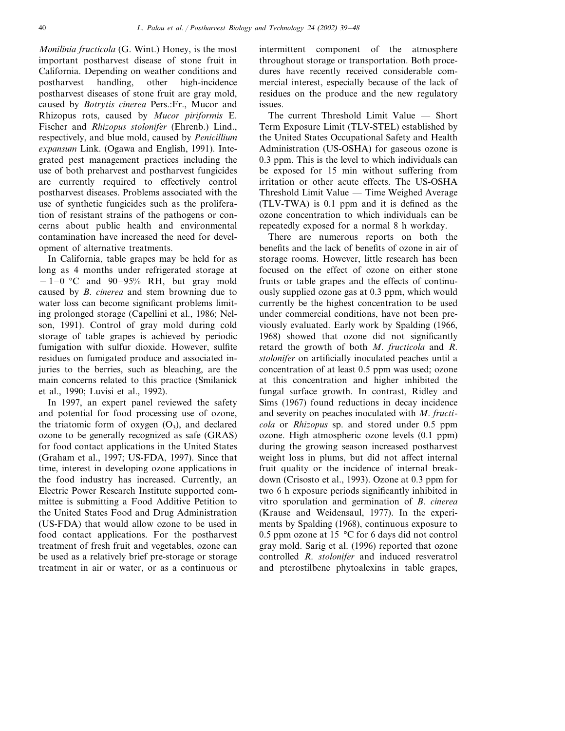*Monilinia fructicola* (G. Wint.) Honey, is the most important postharvest disease of stone fruit in California. Depending on weather conditions and postharvest handling, other high-incidence postharvest diseases of stone fruit are gray mold, caused by *Botrytis cinerea* Pers.:Fr., Mucor and Rhizopus rots, caused by *Mucor piriformis* E. Fischer and *Rhizopus stolonifer* (Ehrenb.) Lind., respectively, and blue mold, caused by *Penicillium expansum* Link. (Ogawa and English, 1991). Integrated pest management practices including the use of both preharvest and postharvest fungicides are currently required to effectively control postharvest diseases. Problems associated with the use of synthetic fungicides such as the proliferation of resistant strains of the pathogens or concerns about public health and environmental contamination have increased the need for development of alternative treatments.

In California, table grapes may be held for as long as 4 months under refrigerated storage at −1–0 °C and 90–95% RH, but gray mold caused by *B. cinerea* and stem browning due to water loss can become significant problems limiting prolonged storage (Capellini et al., 1986; Nelson, 1991). Control of gray mold during cold storage of table grapes is achieved by periodic fumigation with sulfur dioxide. However, sulfite residues on fumigated produce and associated injuries to the berries, such as bleaching, are the main concerns related to this practice (Smilanick et al., 1990; Luvisi et al., 1992).

In 1997, an expert panel reviewed the safety and potential for food processing use of ozone, the triatomic form of oxygen ($O_3$), and declared ozone to be generally recognized as safe (GRAS) for food contact applications in the United States (Graham et al., 1997; US-FDA, 1997). Since that time, interest in developing ozone applications in the food industry has increased. Currently, an Electric Power Research Institute supported committee is submitting a Food Additive Petition to the United States Food and Drug Administration (US-FDA) that would allow ozone to be used in food contact applications. For the postharvest treatment of fresh fruit and vegetables, ozone can be used as a relatively brief pre-storage or storage treatment in air or water, or as a continuous or intermittent component of the atmosphere throughout storage or transportation. Both procedures have recently received considerable commercial interest, especially because of the lack of residues on the produce and the new regulatory issues.

The current Threshold Limit Value — Short Term Exposure Limit (TLV-STEL) established by the United States Occupational Safety and Health Administration (US-OSHA) for gaseous ozone is 0.3 ppm. This is the level to which individuals can be exposed for 15 min without suffering from irritation or other acute effects. The US-OSHA Threshold Limit Value — Time Weighed Average (TLV-TWA) is 0.1 ppm and it is defined as the ozone concentration to which individuals can be repeatedly exposed for a normal 8 h workday.

There are numerous reports on both the benefits and the lack of benefits of ozone in air of storage rooms. However, little research has been focused on the effect of ozone on either stone fruits or table grapes and the effects of continuously supplied ozone gas at 0.3 ppm, which would currently be the highest concentration to be used under commercial conditions, have not been previously evaluated. Early work by Spalding (1966, 1968) showed that ozone did not significantly retard the growth of both *M. fructicola* and *R. stolonifer* on artificially inoculated peaches until a concentration of at least 0.5 ppm was used; ozone at this concentration and higher inhibited the fungal surface growth. In contrast, Ridley and Sims (1967) found reductions in decay incidence and severity on peaches inoculated with *M. fructicola* or *Rhizopus* sp. and stored under 0.5 ppm ozone. High atmospheric ozone levels (0.1 ppm) during the growing season increased postharvest weight loss in plums, but did not affect internal fruit quality or the incidence of internal breakdown (Crisosto et al., 1993). Ozone at 0.3 ppm for two 6 h exposure periods significantly inhibited in vitro sporulation and germination of *B. cinerea* (Krause and Weidensaul, 1977). In the experiments by Spalding (1968), continuous exposure to 0.5 ppm ozone at 15 °C for 6 days did not control gray mold. Sarig et al. (1996) reported that ozone controlled *R. stolonifer* and induced resveratrol and pterostilbene phytoalexins in table grapes,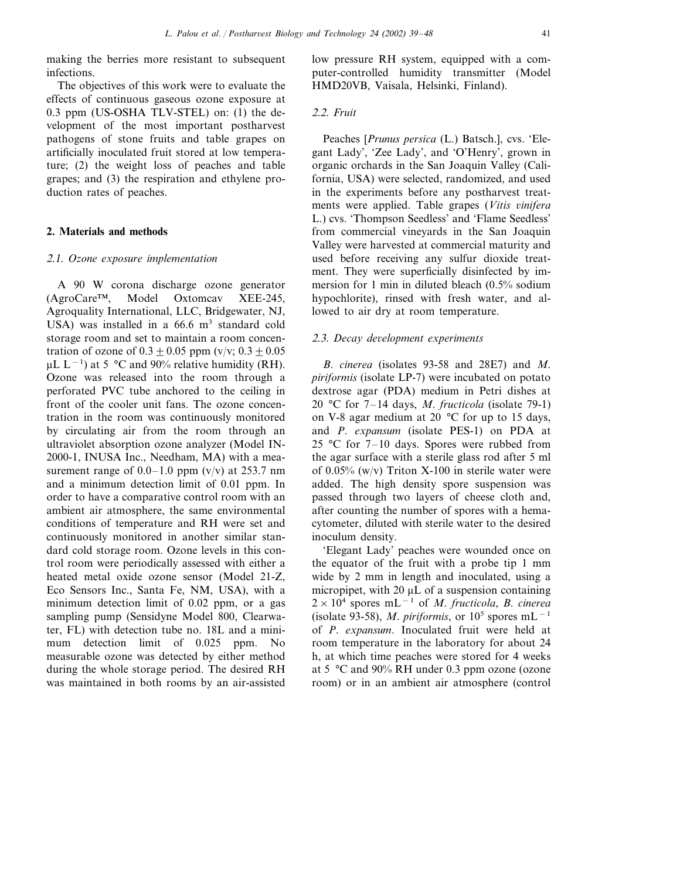making the berries more resistant to subsequent infections.

The objectives of this work were to evaluate the effects of continuous gaseous ozone exposure at 0.3 ppm (US-OSHA TLV-STEL) on: (1) the development of the most important postharvest pathogens of stone fruits and table grapes on artificially inoculated fruit stored at low temperature; (2) the weight loss of peaches and table grapes; and (3) the respiration and ethylene production rates of peaches.

## 2. Materials and methods

### 2.1. Ozone exposure implementation

A 90 W corona discharge ozone generator (AgroCare™, Model Oxtomcav XEE-245, Agroquality International, LLC, Bridgewater, NJ, USA) was installed in a 66.6 $m^3$ standard cold storage room and set to maintain a room concentration of ozone of $0.3 \pm 0.05$ ppm (v/v; $0.3 \pm 0.05$ $\mu L\ L^{-1}$) at 5 °C and 90% relative humidity (RH). Ozone was released into the room through a perforated PVC tube anchored to the ceiling in front of the cooler unit fans. The ozone concentration in the room was continuously monitored by circulating air from the room through an ultraviolet absorption ozone analyzer (Model IN-2000-1, INUSA Inc., Needham, MA) with a measurement range of 0.0–1.0 ppm (v/v) at 253.7 nm and a minimum detection limit of 0.01 ppm. In order to have a comparative control room with an ambient air atmosphere, the same environmental conditions of temperature and RH were set and continuously monitored in another similar standard cold storage room. Ozone levels in this control room were periodically assessed with either a heated metal oxide ozone sensor (Model 21-Z, Eco Sensors Inc., Santa Fe, NM, USA), with a minimum detection limit of 0.02 ppm, or a gas sampling pump (Sensidyne Model 800, Clearwater, FL) with detection tube no. 18L and a minimum detection limit of 0.025 ppm. No measurable ozone was detected by either method during the whole storage period. The desired RH was maintained in both rooms by an air-assisted low pressure RH system, equipped with a computer-controlled humidity transmitter (Model HMD20VB, Vaisala, Helsinki, Finland).

### 2.2. Fruit

Peaches [*Prunus persica* (L.) Batsch.], cvs. 'Elegant Lady', 'Zee Lady', and 'O'Henry', grown in organic orchards in the San Joaquin Valley (California, USA) were selected, randomized, and used in the experiments before any postharvest treatments were applied. Table grapes (*Vitis vinifera* L.) cvs. 'Thompson Seedless' and 'Flame Seedless' from commercial vineyards in the San Joaquin Valley were harvested at commercial maturity and used before receiving any sulfur dioxide treatment. They were superficially disinfected by immersion for 1 min in diluted bleach (0.5% sodium hypochlorite), rinsed with fresh water, and allowed to air dry at room temperature.

### 2.3. Decay development experiments

*B. cinerea* (isolates 93-58 and 28E7) and *M. piriformis* (isolate LP-7) were incubated on potato dextrose agar (PDA) medium in Petri dishes at 20 °C for 7–14 days, *M. fructicola* (isolate 79-1) on V-8 agar medium at 20 °C for up to 15 days, and *P. expansum* (isolate PES-1) on PDA at 25 °C for 7–10 days. Spores were rubbed from the agar surface with a sterile glass rod after 5 ml of 0.05% (w/v) Triton X-100 in sterile water were added. The high density spore suspension was passed through two layers of cheese cloth and, after counting the number of spores with a hemacytometer, diluted with sterile water to the desired inoculum density.

'Elegant Lady' peaches were wounded once on the equator of the fruit with a probe tip 1 mm wide by 2 mm in length and inoculated, using a micropipet, with 20 μL of a suspension containing $2 \times 10^4$ spores $mL^{-1}$ of *M. fructicola*, *B. cinerea* (isolate 93-58), *M. piriformis*, or $10^5$ spores $mL^{-1}$ of *P. expansum*. Inoculated fruit were held at room temperature in the laboratory for about 24 h, at which time peaches were stored for 4 weeks at 5 °C and 90% RH under 0.3 ppm ozone (ozone room) or in an ambient air atmosphere (control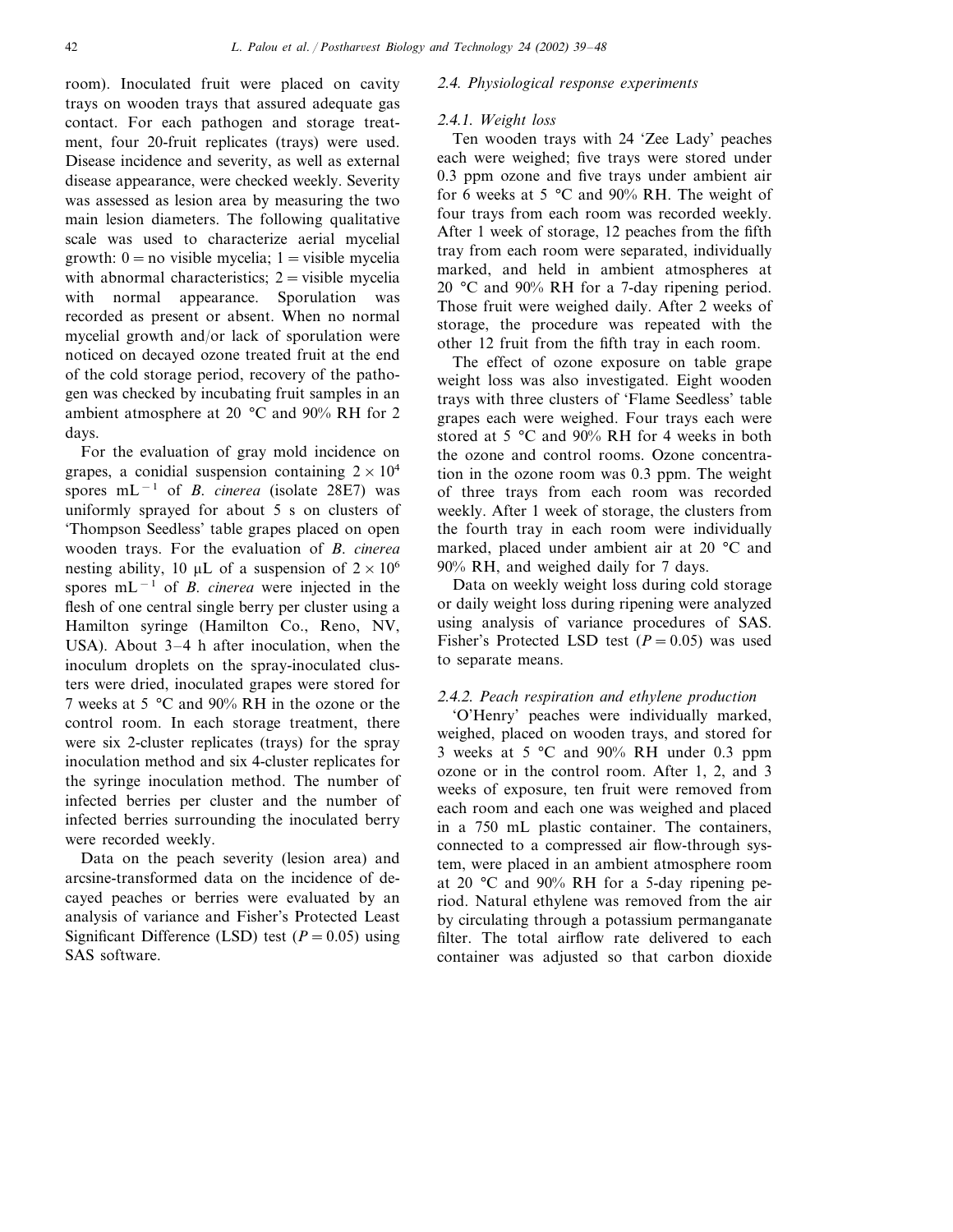room). Inoculated fruit were placed on cavity trays on wooden trays that assured adequate gas contact. For each pathogen and storage treatment, four 20-fruit replicates (trays) were used. Disease incidence and severity, as well as external disease appearance, were checked weekly. Severity was assessed as lesion area by measuring the two main lesion diameters. The following qualitative scale was used to characterize aerial mycelial growth: 0 = no visible mycelia; 1 = visible mycelia with abnormal characteristics; 2 = visible mycelia with normal appearance. Sporulation was recorded as present or absent. When no normal mycelial growth and/or lack of sporulation were noticed on decayed ozone treated fruit at the end of the cold storage period, recovery of the pathogen was checked by incubating fruit samples in an ambient atmosphere at 20 °C and 90% RH for 2 days.

For the evaluation of gray mold incidence on grapes, a conidial suspension containing $2 \times 10^4$ spores $mL^{-1}$ of *B. cinerea* (isolate 28E7) was uniformly sprayed for about 5 s on clusters of 'Thompson Seedless' table grapes placed on open wooden trays. For the evaluation of *B. cinerea* nesting ability, 10 μL of a suspension of $2 \times 10^6$ spores $mL^{-1}$ of *B. cinerea* were injected in the flesh of one central single berry per cluster using a Hamilton syringe (Hamilton Co., Reno, NV, USA). About 3–4 h after inoculation, when the inoculum droplets on the spray-inoculated clusters were dried, inoculated grapes were stored for 7 weeks at 5 °C and 90% RH in the ozone or the control room. In each storage treatment, there were six 2-cluster replicates (trays) for the spray inoculation method and six 4-cluster replicates for the syringe inoculation method. The number of infected berries per cluster and the number of infected berries surrounding the inoculated berry were recorded weekly.

Data on the peach severity (lesion area) and arcsine-transformed data on the incidence of decayed peaches or berries were evaluated by an analysis of variance and Fisher's Protected Least Significant Difference (LSD) test ($P = 0.05$) using SAS software.

### 2.4. Physiological response experiments

#### 2.4.1. Weight loss

Ten wooden trays with 24 'Zee Lady' peaches each were weighed; five trays were stored under 0.3 ppm ozone and five trays under ambient air for 6 weeks at 5 °C and 90% RH. The weight of four trays from each room was recorded weekly. After 1 week of storage, 12 peaches from the fifth tray from each room were separated, individually marked, and held in ambient atmospheres at 20 °C and 90% RH for a 7-day ripening period. Those fruit were weighed daily. After 2 weeks of storage, the procedure was repeated with the other 12 fruit from the fifth tray in each room.

The effect of ozone exposure on table grape weight loss was also investigated. Eight wooden trays with three clusters of 'Flame Seedless' table grapes each were weighed. Four trays each were stored at 5 °C and 90% RH for 4 weeks in both the ozone and control rooms. Ozone concentration in the ozone room was 0.3 ppm. The weight of three trays from each room was recorded weekly. After 1 week of storage, the clusters from the fourth tray in each room were individually marked, placed under ambient air at 20 °C and 90% RH, and weighed daily for 7 days.

Data on weekly weight loss during cold storage or daily weight loss during ripening were analyzed using analysis of variance procedures of SAS. Fisher's Protected LSD test ($P = 0.05$) was used to separate means.

#### 2.4.2. Peach respiration and ethylene production

'O'Henry' peaches were individually marked, weighed, placed on wooden trays, and stored for 3 weeks at 5 °C and 90% RH under 0.3 ppm ozone or in the control room. After 1, 2, and 3 weeks of exposure, ten fruit were removed from each room and each one was weighed and placed in a 750 mL plastic container. The containers, connected to a compressed air flow-through system, were placed in an ambient atmosphere room at 20 °C and 90% RH for a 5-day ripening period. Natural ethylene was removed from the air by circulating through a potassium permanganate filter. The total airflow rate delivered to each container was adjusted so that carbon dioxide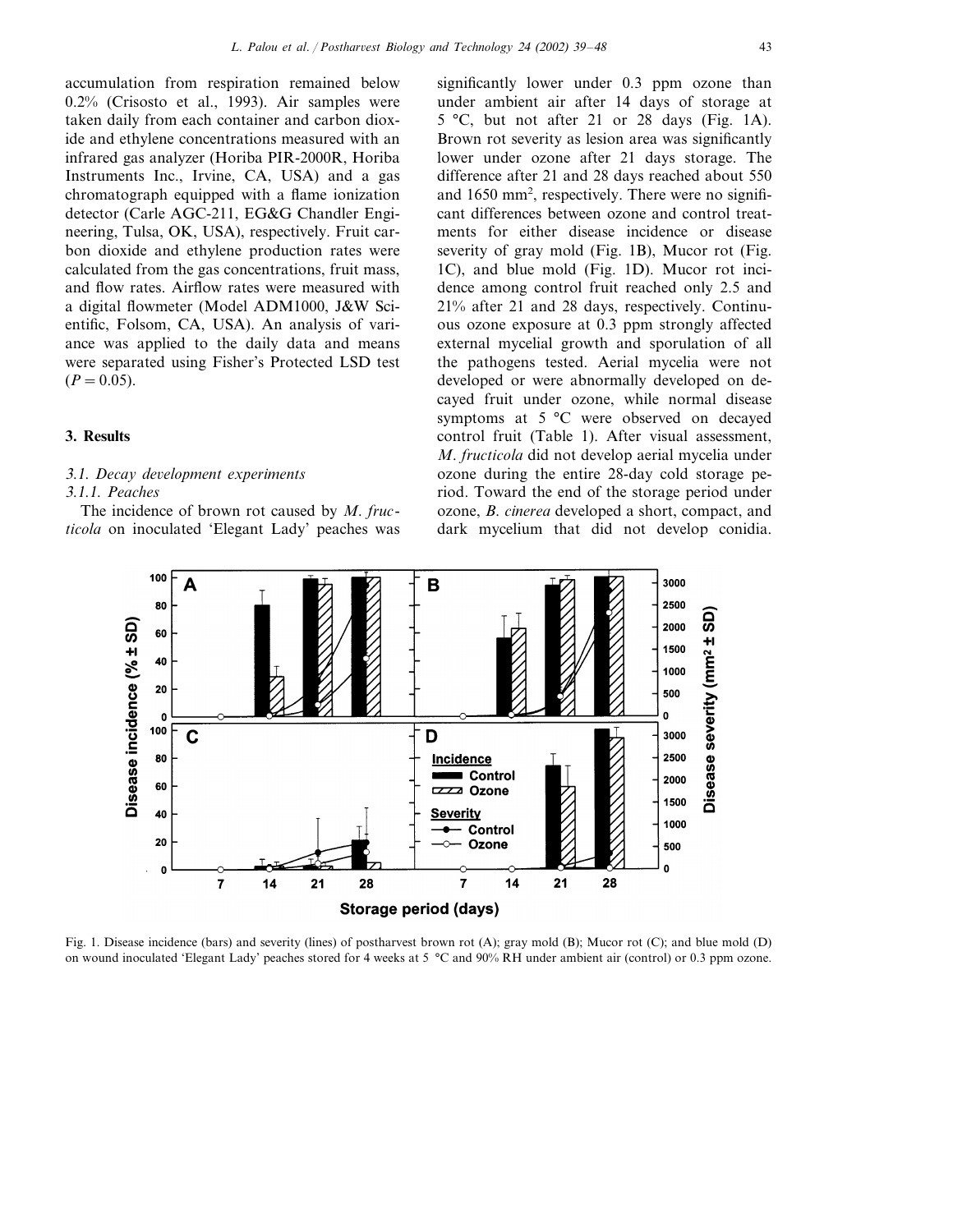accumulation from respiration remained below 0.2% (Crisosto et al., 1993). Air samples were taken daily from each container and carbon dioxide and ethylene concentrations measured with an infrared gas analyzer (Horiba PIR-2000R, Horiba Instruments Inc., Irvine, CA, USA) and a gas chromatograph equipped with a flame ionization detector (Carle AGC-211, EG&G Chandler Engineering, Tulsa, OK, USA), respectively. Fruit carbon dioxide and ethylene production rates were calculated from the gas concentrations, fruit mass, and flow rates. Airflow rates were measured with a digital flowmeter (Model ADM1000, J&W Scientific, Folsom, CA, USA). An analysis of variance was applied to the daily data and means were separated using Fisher's Protected LSD test ($P = 0.05$).

## 3. Results

### 3.1. Decay development experiments

#### 3.1.1. Peaches

The incidence of brown rot caused by *M. fructicola* on inoculated 'Elegant Lady' peaches was significantly lower under 0.3 ppm ozone than under ambient air after 14 days of storage at 5 °C, but not after 21 or 28 days (Fig. 1A). Brown rot severity as lesion area was significantly lower under ozone after 21 days storage. The difference after 21 and 28 days reached about 550 and 1650 mm$^2$, respectively. There were no significant differences between ozone and control treatments for either disease incidence or disease severity of gray mold (Fig. 1B), Mucor rot (Fig. 1C), and blue mold (Fig. 1D). Mucor rot incidence among control fruit reached only 2.5 and 21% after 21 and 28 days, respectively. Continuous ozone exposure at 0.3 ppm strongly affected external mycelial growth and sporulation of all the pathogens tested. Aerial mycelia were not developed or were abnormally developed on decayed fruit under ozone, while normal disease symptoms at 5 °C were observed on decayed control fruit (Table 1). After visual assessment, *M. fructicola* did not develop aerial mycelia under ozone during the entire 28-day cold storage period. Toward the end of the storage period under ozone, *B. cinerea* developed a short, compact, and dark mycelium that did not develop conidia.

Fig. 1. Disease incidence (bars) and severity (lines) of postharvest brown rot (A); gray mold (B); Mucor rot (C); and blue mold (D) on wound inoculated 'Elegant Lady' peaches stored for 4 weeks at 5 °C and 90% RH under ambient air (control) or 0.3 ppm ozone.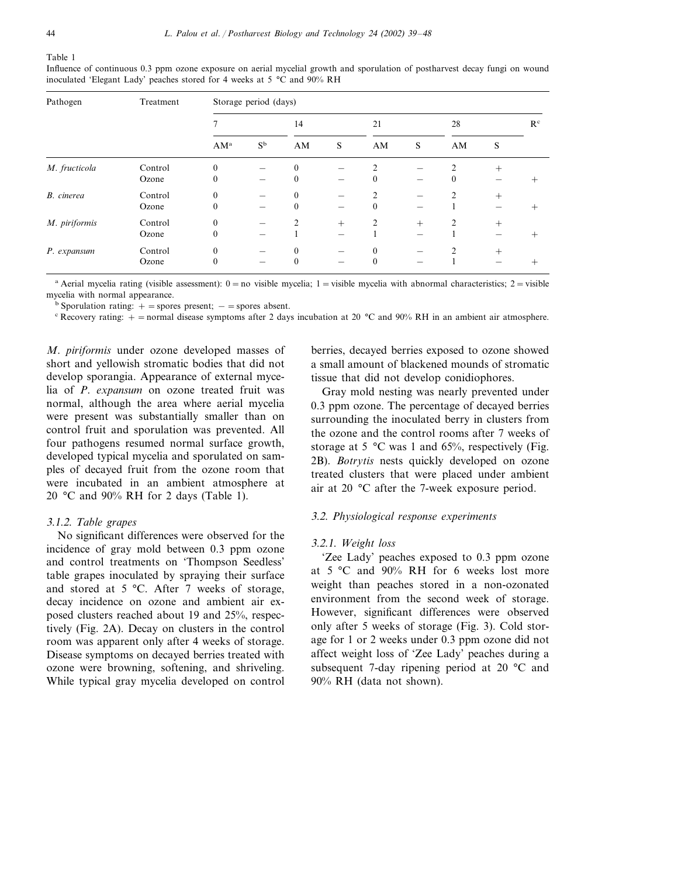Table 1

Influence of continuous 0.3 ppm ozone exposure on aerial mycelial growth and sporulation of postharvest decay fungi on wound inoculated 'Elegant Lady' peaches stored for 4 weeks at 5 °C and 90% RH

| Pathogen | Treatment | Storage period (days) | | | | | | | | |
|---|---|---|---|---|---|---|---|---|---|---|
| | | 7 | | 14 | | 21 | | 28 | | R[c] |
| | | AM[a] | S[b] | AM | S | AM | S | AM | S | |
| *M. fructicola* | Control | 0 | – | 0 | – | 2 | – | 2 | + | |
| | Ozone | 0 | – | 0 | – | 0 | – | 0 | – | + |
| *B. cinerea* | Control | 0 | – | 0 | – | 2 | – | 2 | + | |
| | Ozone | 0 | – | 0 | – | 0 | – | 1 | – | + |
| *M. piriformis* | Control | 0 | – | 2 | + | 2 | + | 2 | + | |
| | Ozone | 0 | – | 1 | – | 1 | – | 1 | – | + |
| *P. expansum* | Control | 0 | – | 0 | – | 0 | – | 2 | + | |
| | Ozone | 0 | – | 0 | – | 0 | – | 1 | – | + |

[a] Aerial mycelia rating (visible assessment): 0 = no visible mycelia; 1 = visible mycelia with abnormal characteristics; 2 = visible mycelia with normal appearance.

[b] Sporulation rating: + = spores present; – = spores absent.

[c] Recovery rating: + = normal disease symptoms after 2 days incubation at 20 °C and 90% RH in an ambient air atmosphere.

*M. piriformis* under ozone developed masses of short and yellowish stromatic bodies that did not develop sporangia. Appearance of external mycelia of *P. expansum* on ozone treated fruit was normal, although the area where aerial mycelia were present was substantially smaller than on control fruit and sporulation was prevented. All four pathogens resumed normal surface growth, developed typical mycelia and sporulated on samples of decayed fruit from the ozone room that were incubated in an ambient atmosphere at 20 °C and 90% RH for 2 days (Table 1).

### 3.1.2. Table grapes

No significant differences were observed for the incidence of gray mold between 0.3 ppm ozone and control treatments on 'Thompson Seedless' table grapes inoculated by spraying their surface and stored at 5 °C. After 7 weeks of storage, decay incidence on ozone and ambient air exposed clusters reached about 19 and 25%, respectively (Fig. 2A). Decay on clusters in the control room was apparent only after 4 weeks of storage. Disease symptoms on decayed berries treated with ozone were browning, softening, and shriveling. While typical gray mycelia developed on control berries, decayed berries exposed to ozone showed a small amount of blackened mounds of stromatic tissue that did not develop conidiophores.

Gray mold nesting was nearly prevented under 0.3 ppm ozone. The percentage of decayed berries surrounding the inoculated berry in clusters from the ozone and the control rooms after 7 weeks of storage at 5 °C was 1 and 65%, respectively (Fig. 2B). *Botrytis* nests quickly developed on ozone treated clusters that were placed under ambient air at 20 °C after the 7-week exposure period.

## 3.2. Physiological response experiments

### 3.2.1. Weight loss

'Zee Lady' peaches exposed to 0.3 ppm ozone at 5 °C and 90% RH for 6 weeks lost more weight than peaches stored in a non-ozonated environment from the second week of storage. However, significant differences were observed only after 5 weeks of storage (Fig. 3). Cold storage for 1 or 2 weeks under 0.3 ppm ozone did not affect weight loss of 'Zee Lady' peaches during a subsequent 7-day ripening period at 20 °C and 90% RH (data not shown).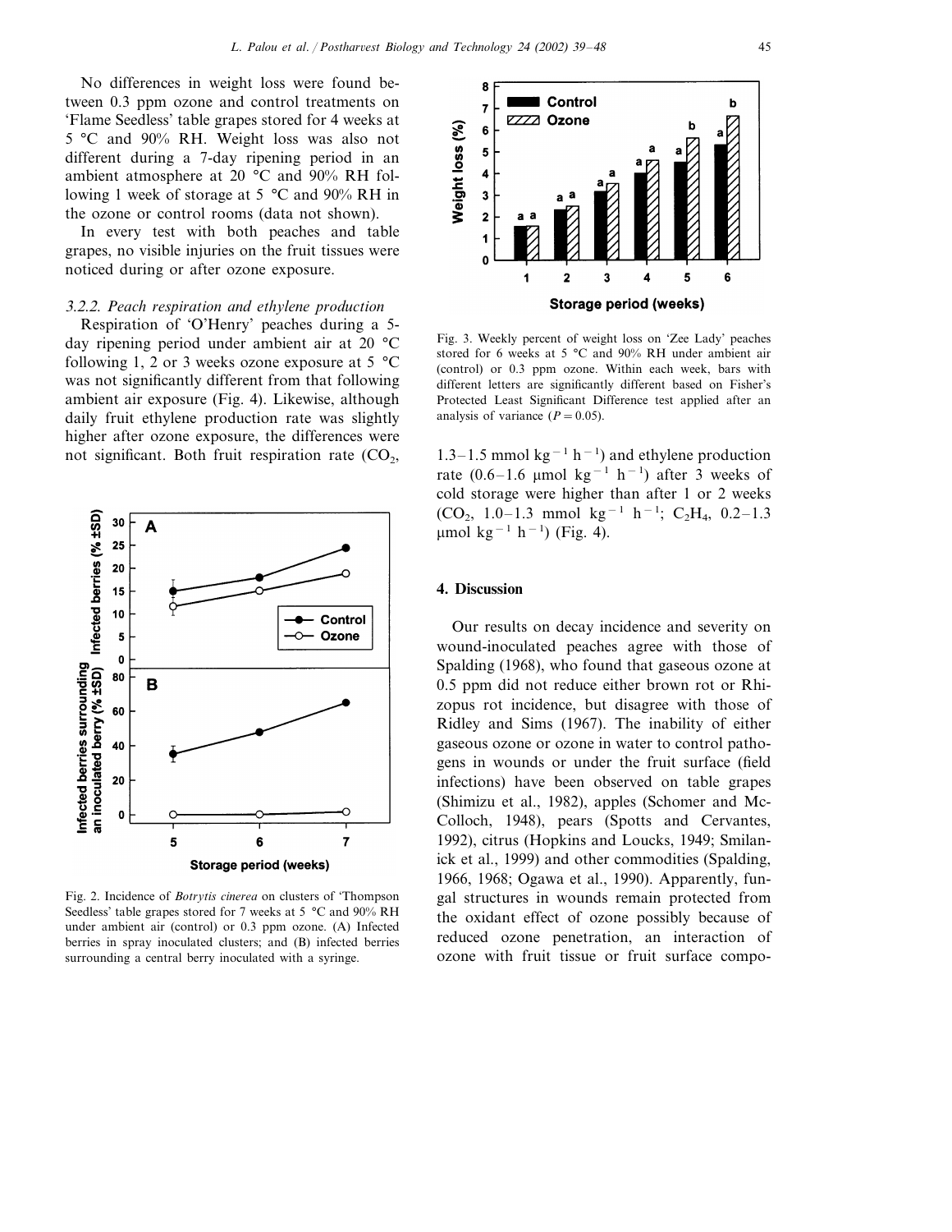No differences in weight loss were found between 0.3 ppm ozone and control treatments on 'Flame Seedless' table grapes stored for 4 weeks at 5 °C and 90% RH. Weight loss was also not different during a 7-day ripening period in an ambient atmosphere at 20 °C and 90% RH following 1 week of storage at 5 °C and 90% RH in the ozone or control rooms (data not shown).

In every test with both peaches and table grapes, no visible injuries on the fruit tissues were noticed during or after ozone exposure.

### 3.2.2. Peach respiration and ethylene production

Respiration of 'O'Henry' peaches during a 5-day ripening period under ambient air at 20 °C following 1, 2 or 3 weeks ozone exposure at 5 °C was not significantly different from that following ambient air exposure (Fig. 4). Likewise, although daily fruit ethylene production rate was slightly higher after ozone exposure, the differences were not significant. Both fruit respiration rate ($CO_2$, 1.3–1.5 mmol kg$^{-1}$ h$^{-1}$) and ethylene production rate (0.6–1.6 μmol kg$^{-1}$ h$^{-1}$) after 3 weeks of cold storage were higher than after 1 or 2 weeks ($CO_2$, 1.0–1.3 mmol kg$^{-1}$ h$^{-1}$; $C_2H_4$, 0.2–1.3 μmol kg$^{-1}$ h$^{-1}$) (Fig. 4).

Fig. 2. Incidence of *Botrytis cinerea* on clusters of 'Thompson Seedless' table grapes stored for 7 weeks at 5 °C and 90% RH under ambient air (control) or 0.3 ppm ozone. (A) Infected berries in spray inoculated clusters; and (B) infected berries surrounding a central berry inoculated with a syringe.

Fig. 3. Weekly percent of weight loss on 'Zee Lady' peaches stored for 6 weeks at 5 °C and 90% RH under ambient air (control) or 0.3 ppm ozone. Within each week, bars with different letters are significantly different based on Fisher's Protected Least Significant Difference test applied after an analysis of variance ($P = 0.05$).

## 4. Discussion

Our results on decay incidence and severity on wound-inoculated peaches agree with those of Spalding (1968), who found that gaseous ozone at 0.5 ppm did not reduce either brown rot or Rhizopus rot incidence, but disagree with those of Ridley and Sims (1967). The inability of either gaseous ozone or ozone in water to control pathogens in wounds or under the fruit surface (field infections) have been observed on table grapes (Shimizu et al., 1982), apples (Schomer and McColloch, 1948), pears (Spotts and Cervantes, 1992), citrus (Hopkins and Loucks, 1949; Smilanick et al., 1999) and other commodities (Spalding, 1966, 1968; Ogawa et al., 1990). Apparently, fungal structures in wounds remain protected from the oxidant effect of ozone possibly because of reduced ozone penetration, an interaction of ozone with fruit tissue or fruit surface compo-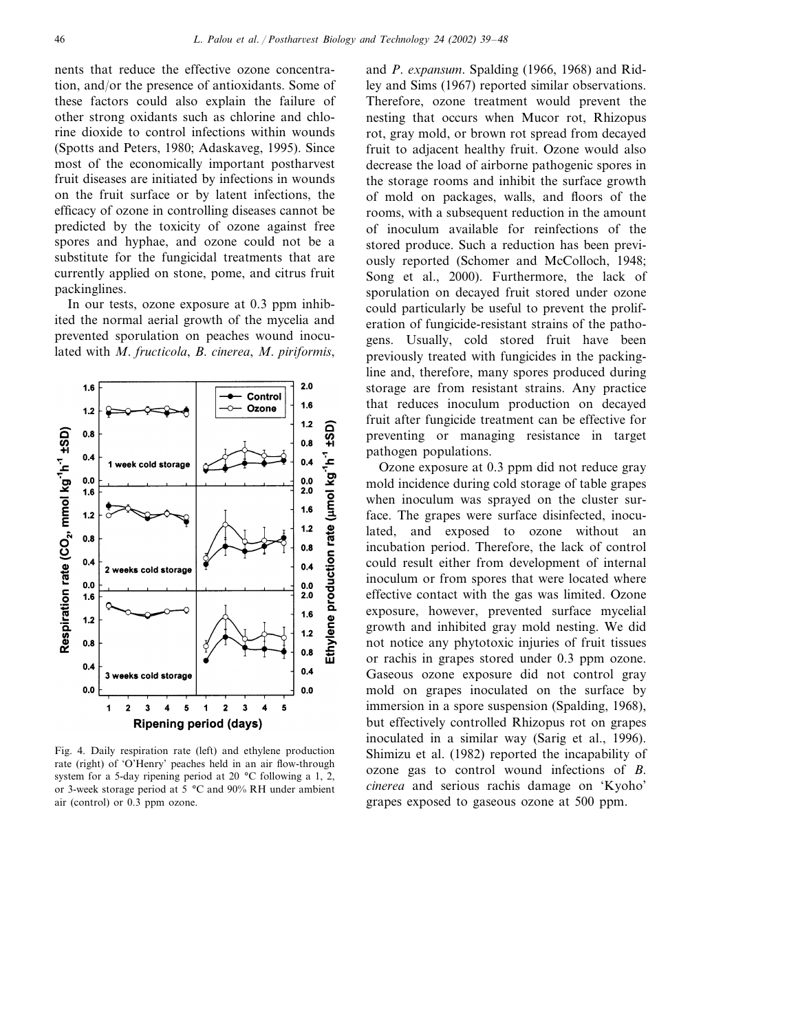nents that reduce the effective ozone concentration, and/or the presence of antioxidants. Some of these factors could also explain the failure of other strong oxidants such as chlorine and chlorine dioxide to control infections within wounds (Spotts and Peters, 1980; Adaskaveg, 1995). Since most of the economically important postharvest fruit diseases are initiated by infections in wounds on the fruit surface or by latent infections, the efficacy of ozone in controlling diseases cannot be predicted by the toxicity of ozone against free spores and hyphae, and ozone could not be a substitute for the fungicidal treatments that are currently applied on stone, pome, and citrus fruit packinglines.

In our tests, ozone exposure at 0.3 ppm inhibited the normal aerial growth of the mycelia and prevented sporulation on peaches wound inoculated with *M. fructicola*, *B. cinerea*, *M. piriformis*, and *P. expansum*. Spalding (1966, 1968) and Ridley and Sims (1967) reported similar observations. Therefore, ozone treatment would prevent the nesting that occurs when Mucor rot, Rhizopus rot, gray mold, or brown rot spread from decayed fruit to adjacent healthy fruit. Ozone would also decrease the load of airborne pathogenic spores in the storage rooms and inhibit the surface growth of mold on packages, walls, and floors of the rooms, with a subsequent reduction in the amount of inoculum available for reinfections of the stored produce. Such a reduction has been previously reported (Schomer and McColloch, 1948; Song et al., 2000). Furthermore, the lack of sporulation on decayed fruit stored under ozone could particularly be useful to prevent the proliferation of fungicide-resistant strains of the pathogens. Usually, cold stored fruit have been previously treated with fungicides in the packingline and, therefore, many spores produced during storage are from resistant strains. Any practice that reduces inoculum production on decayed fruit after fungicide treatment can be effective for preventing or managing resistance in target pathogen populations.

Fig. 4. Daily respiration rate (left) and ethylene production rate (right) of 'O'Henry' peaches held in an air flow-through system for a 5-day ripening period at 20 °C following a 1, 2, or 3-week storage period at 5 °C and 90% RH under ambient air (control) or 0.3 ppm ozone.

Ozone exposure at 0.3 ppm did not reduce gray mold incidence during cold storage of table grapes when inoculum was sprayed on the cluster surface. The grapes were surface disinfected, inoculated, and exposed to ozone without an incubation period. Therefore, the lack of control could result either from development of internal inoculum or from spores that were located where effective contact with the gas was limited. Ozone exposure, however, prevented surface mycelial growth and inhibited gray mold nesting. We did not notice any phytotoxic injuries of fruit tissues or rachis in grapes stored under 0.3 ppm ozone. Gaseous ozone exposure did not control gray mold on grapes inoculated on the surface by immersion in a spore suspension (Spalding, 1968), but effectively controlled Rhizopus rot on grapes inoculated in a similar way (Sarig et al., 1996). Shimizu et al. (1982) reported the incapability of ozone gas to control wound infections of *B. cinerea* and serious rachis damage on 'Kyoho' grapes exposed to gaseous ozone at 500 ppm.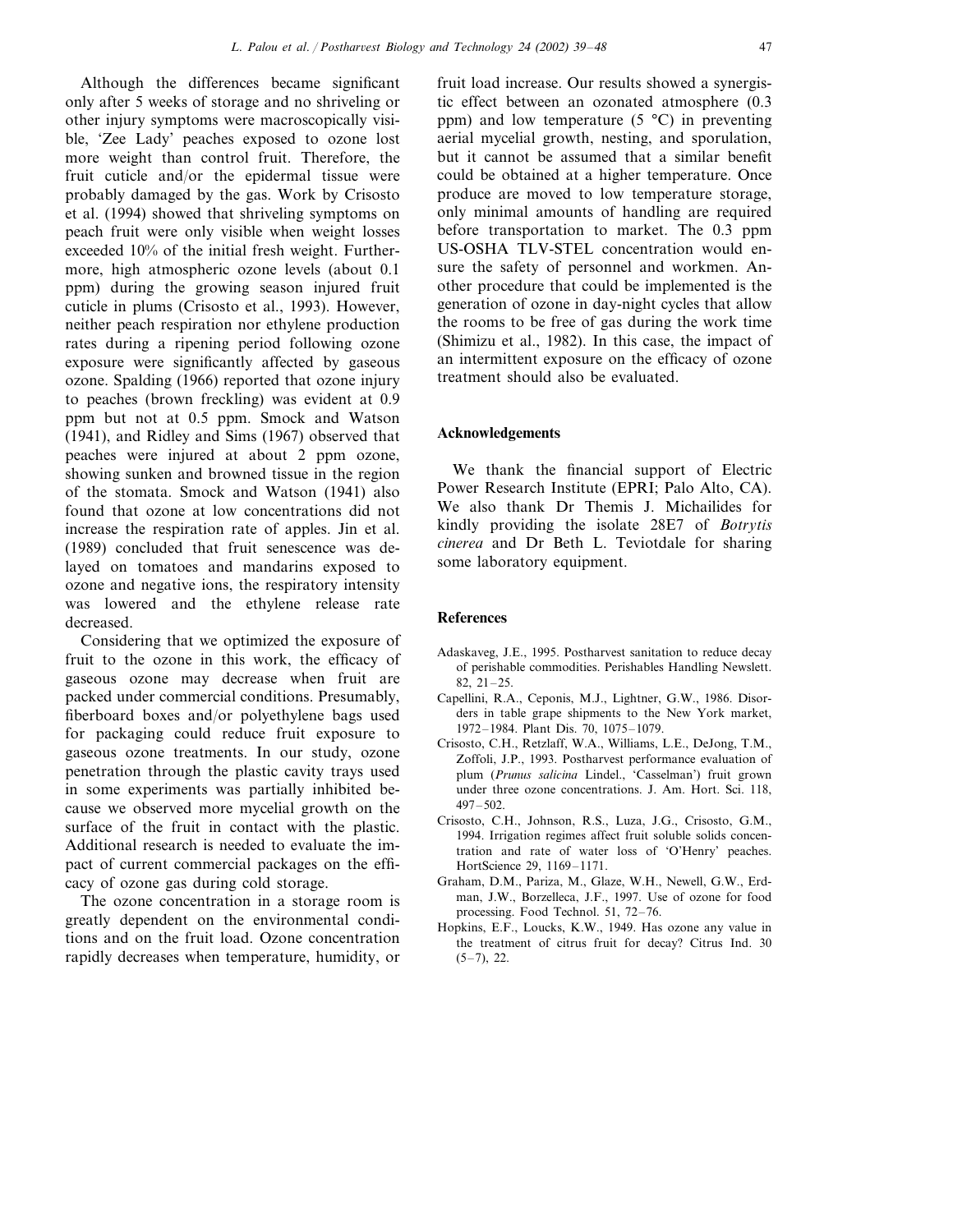Although the differences became significant only after 5 weeks of storage and no shriveling or other injury symptoms were macroscopically visible, 'Zee Lady' peaches exposed to ozone lost more weight than control fruit. Therefore, the fruit cuticle and/or the epidermal tissue were probably damaged by the gas. Work by Crisosto et al. (1994) showed that shriveling symptoms on peach fruit were only visible when weight losses exceeded 10% of the initial fresh weight. Furthermore, high atmospheric ozone levels (about 0.1 ppm) during the growing season injured fruit cuticle in plums (Crisosto et al., 1993). However, neither peach respiration nor ethylene production rates during a ripening period following ozone exposure were significantly affected by gaseous ozone. Spalding (1966) reported that ozone injury to peaches (brown freckling) was evident at 0.9 ppm but not at 0.5 ppm. Smock and Watson (1941), and Ridley and Sims (1967) observed that peaches were injured at about 2 ppm ozone, showing sunken and browned tissue in the region of the stomata. Smock and Watson (1941) also found that ozone at low concentrations did not increase the respiration rate of apples. Jin et al. (1989) concluded that fruit senescence was delayed on tomatoes and mandarins exposed to ozone and negative ions, the respiratory intensity was lowered and the ethylene release rate decreased.

Considering that we optimized the exposure of fruit to the ozone in this work, the efficacy of gaseous ozone may decrease when fruit are packed under commercial conditions. Presumably, fiberboard boxes and/or polyethylene bags used for packaging could reduce fruit exposure to gaseous ozone treatments. In our study, ozone penetration through the plastic cavity trays used in some experiments was partially inhibited because we observed more mycelial growth on the surface of the fruit in contact with the plastic. Additional research is needed to evaluate the impact of current commercial packages on the efficacy of ozone gas during cold storage.

The ozone concentration in a storage room is greatly dependent on the environmental conditions and on the fruit load. Ozone concentration rapidly decreases when temperature, humidity, or fruit load increase. Our results showed a synergistic effect between an ozonated atmosphere (0.3 ppm) and low temperature (5 °C) in preventing aerial mycelial growth, nesting, and sporulation, but it cannot be assumed that a similar benefit could be obtained at a higher temperature. Once produce are moved to low temperature storage, only minimal amounts of handling are required before transportation to market. The 0.3 ppm US-OSHA TLV-STEL concentration would ensure the safety of personnel and workmen. Another procedure that could be implemented is the generation of ozone in day-night cycles that allow the rooms to be free of gas during the work time (Shimizu et al., 1982). In this case, the impact of an intermittent exposure on the efficacy of ozone treatment should also be evaluated.

## Acknowledgements

We thank the financial support of Electric Power Research Institute (EPRI; Palo Alto, CA). We also thank Dr Themis J. Michailides for kindly providing the isolate 28E7 of *Botrytis cinerea* and Dr Beth L. Teviotdale for sharing some laboratory equipment.

## References

Adaskaveg, J.E., 1995. Postharvest sanitation to reduce decay of perishable commodities. Perishables Handling Newslett. 82, 21–25.

Capellini, R.A., Ceponis, M.J., Lightner, G.W., 1986. Disorders in table grape shipments to the New York market, 1972–1984. Plant Dis. 70, 1075–1079.

Crisosto, C.H., Retzlaff, W.A., Williams, L.E., DeJong, T.M., Zoffoli, J.P., 1993. Postharvest performance evaluation of plum (*Prunus salicina* Lindel., 'Casselman') fruit grown under three ozone concentrations. J. Am. Hort. Sci. 118, 497–502.

Crisosto, C.H., Johnson, R.S., Luza, J.G., Crisosto, G.M., 1994. Irrigation regimes affect fruit soluble solids concentration and rate of water loss of 'O'Henry' peaches. HortScience 29, 1169–1171.

Graham, D.M., Pariza, M., Glaze, W.H., Newell, G.W., Erdman, J.W., Borzelleca, J.F., 1997. Use of ozone for food processing. Food Technol. 51, 72–76.

Hopkins, E.F., Loucks, K.W., 1949. Has ozone any value in the treatment of citrus fruit for decay? Citrus Ind. 30 (5–7), 22.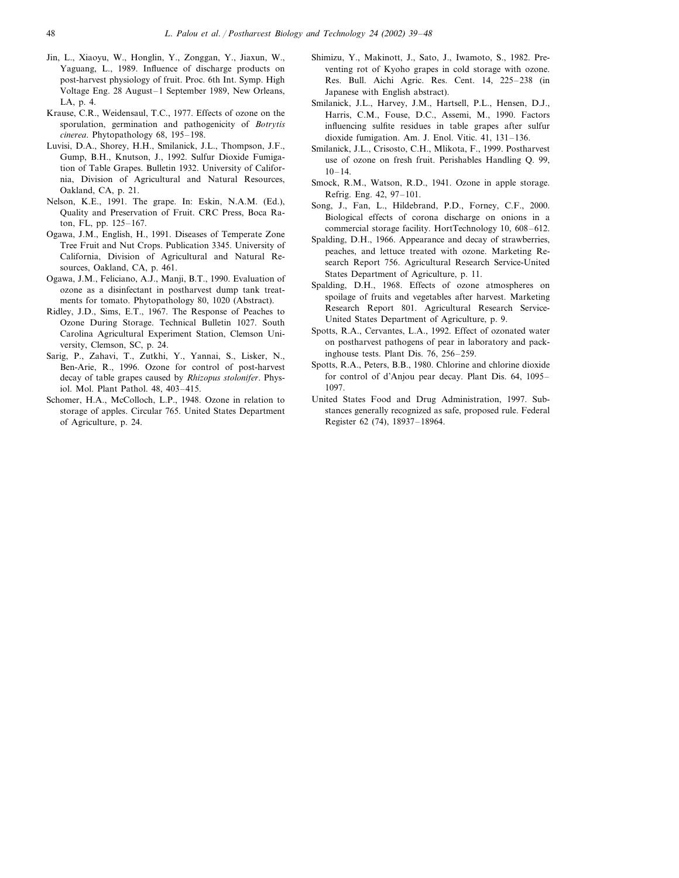Jin, L., Xiaoyu, W., Honglin, Y., Zonggan, Y., Jiaxun, W., Yaguang, L., 1989. Influence of discharge products on post-harvest physiology of fruit. Proc. 6th Int. Symp. High Voltage Eng. 28 August–1 September 1989, New Orleans, LA, p. 4.

Krause, C.R., Weidensaul, T.C., 1977. Effects of ozone on the sporulation, germination and pathogenicity of *Botrytis cinerea*. Phytopathology 68, 195–198.

Luvisi, D.A., Shorey, H.H., Smilanick, J.L., Thompson, J.F., Gump, B.H., Knutson, J., 1992. Sulfur Dioxide Fumigation of Table Grapes. Bulletin 1932. University of California, Division of Agricultural and Natural Resources, Oakland, CA, p. 21.

Nelson, K.E., 1991. The grape. In: Eskin, N.A.M. (Ed.), Quality and Preservation of Fruit. CRC Press, Boca Raton, FL, pp. 125–167.

Ogawa, J.M., English, H., 1991. Diseases of Temperate Zone Tree Fruit and Nut Crops. Publication 3345. University of California, Division of Agricultural and Natural Resources, Oakland, CA, p. 461.

Ogawa, J.M., Feliciano, A.J., Manji, B.T., 1990. Evaluation of ozone as a disinfectant in postharvest dump tank treatments for tomato. Phytopathology 80, 1020 (Abstract).

Ridley, J.D., Sims, E.T., 1967. The Response of Peaches to Ozone During Storage. Technical Bulletin 1027. South Carolina Agricultural Experiment Station, Clemson University, Clemson, SC, p. 24.

Sarig, P., Zahavi, T., Zutkhi, Y., Yannai, S., Lisker, N., Ben-Arie, R., 1996. Ozone for control of post-harvest decay of table grapes caused by *Rhizopus stolonifer*. Physiol. Mol. Plant Pathol. 48, 403–415.

Schomer, H.A., McColloch, L.P., 1948. Ozone in relation to storage of apples. Circular 765. United States Department of Agriculture, p. 24.

Shimizu, Y., Makinott, J., Sato, J., Iwamoto, S., 1982. Preventing rot of Kyoho grapes in cold storage with ozone. Res. Bull. Aichi Agric. Res. Cent. 14, 225–238 (in Japanese with English abstract).

Smilanick, J.L., Harvey, J.M., Hartsell, P.L., Hensen, D.J., Harris, C.M., Fouse, D.C., Assemi, M., 1990. Factors influencing sulfite residues in table grapes after sulfur dioxide fumigation. Am. J. Enol. Vitic. 41, 131–136.

Smilanick, J.L., Crisosto, C.H., Mlikota, F., 1999. Postharvest use of ozone on fresh fruit. Perishables Handling Q. 99, 10–14.

Smock, R.M., Watson, R.D., 1941. Ozone in apple storage. Refrig. Eng. 42, 97–101.

Song, J., Fan, L., Hildebrand, P.D., Forney, C.F., 2000. Biological effects of corona discharge on onions in a commercial storage facility. HortTechnology 10, 608–612.

Spalding, D.H., 1966. Appearance and decay of strawberries, peaches, and lettuce treated with ozone. Marketing Research Report 756. Agricultural Research Service-United States Department of Agriculture, p. 11.

Spalding, D.H., 1968. Effects of ozone atmospheres on spoilage of fruits and vegetables after harvest. Marketing Research Report 801. Agricultural Research Service-United States Department of Agriculture, p. 9.

Spotts, R.A., Cervantes, L.A., 1992. Effect of ozonated water on postharvest pathogens of pear in laboratory and packinghouse tests. Plant Dis. 76, 256–259.

Spotts, R.A., Peters, B.B., 1980. Chlorine and chlorine dioxide for control of d'Anjou pear decay. Plant Dis. 64, 1095–1097.

United States Food and Drug Administration, 1997. Substances generally recognized as safe, proposed rule. Federal Register 62 (74), 18937–18964.